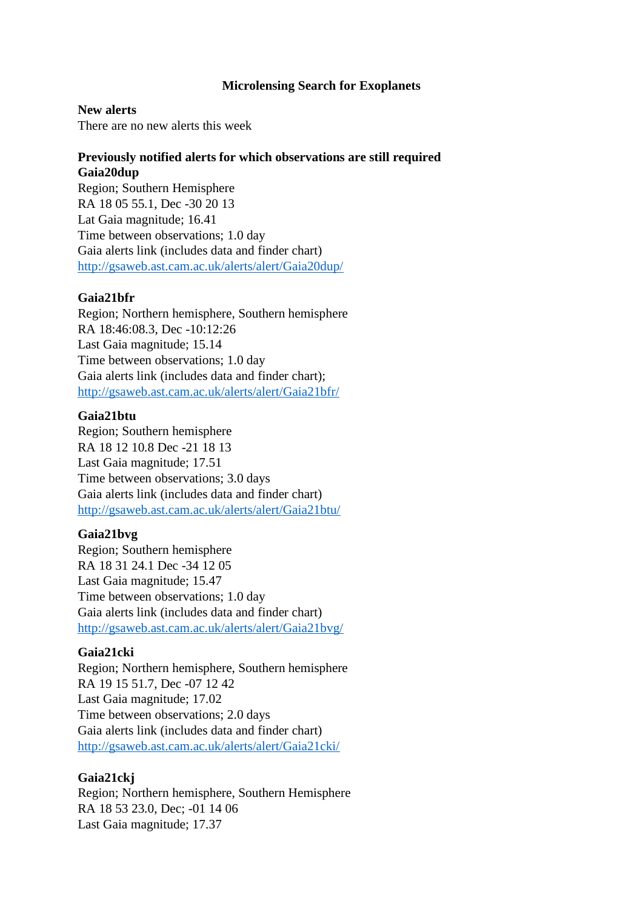# Microlensing Search for Exoplanets

**New alerts**

There are no new alerts this week

**Previously notified alerts for which observations are still required**

**Gaia20dup**

Region; Southern Hemisphere  
RA 18 05 55.1, Dec -30 20 13  
Lat Gaia magnitude; 16.41  
Time between observations; 1.0 day  
Gaia alerts link (includes data and finder chart)  
http://gsaweb.ast.cam.ac.uk/alerts/alert/Gaia20dup/

**Gaia21bfr**

Region; Northern hemisphere, Southern hemisphere  
RA 18:46:08.3, Dec -10:12:26  
Last Gaia magnitude; 15.14  
Time between observations; 1.0 day  
Gaia alerts link (includes data and finder chart);  
http://gsaweb.ast.cam.ac.uk/alerts/alert/Gaia21bfr/

**Gaia21btu**

Region; Southern hemisphere  
RA 18 12 10.8 Dec -21 18 13  
Last Gaia magnitude; 17.51  
Time between observations; 3.0 days  
Gaia alerts link (includes data and finder chart)  
http://gsaweb.ast.cam.ac.uk/alerts/alert/Gaia21btu/

**Gaia21bvg**

Region; Southern hemisphere  
RA 18 31 24.1 Dec -34 12 05  
Last Gaia magnitude; 15.47  
Time between observations; 1.0 day  
Gaia alerts link (includes data and finder chart)  
http://gsaweb.ast.cam.ac.uk/alerts/alert/Gaia21bvg/

**Gaia21cki**

Region; Northern hemisphere, Southern hemisphere  
RA 19 15 51.7, Dec -07 12 42  
Last Gaia magnitude; 17.02  
Time between observations; 2.0 days  
Gaia alerts link (includes data and finder chart)  
http://gsaweb.ast.cam.ac.uk/alerts/alert/Gaia21cki/

**Gaia21ckj**

Region; Northern hemisphere, Southern Hemisphere  
RA 18 53 23.0, Dec; -01 14 06  
Last Gaia magnitude; 17.37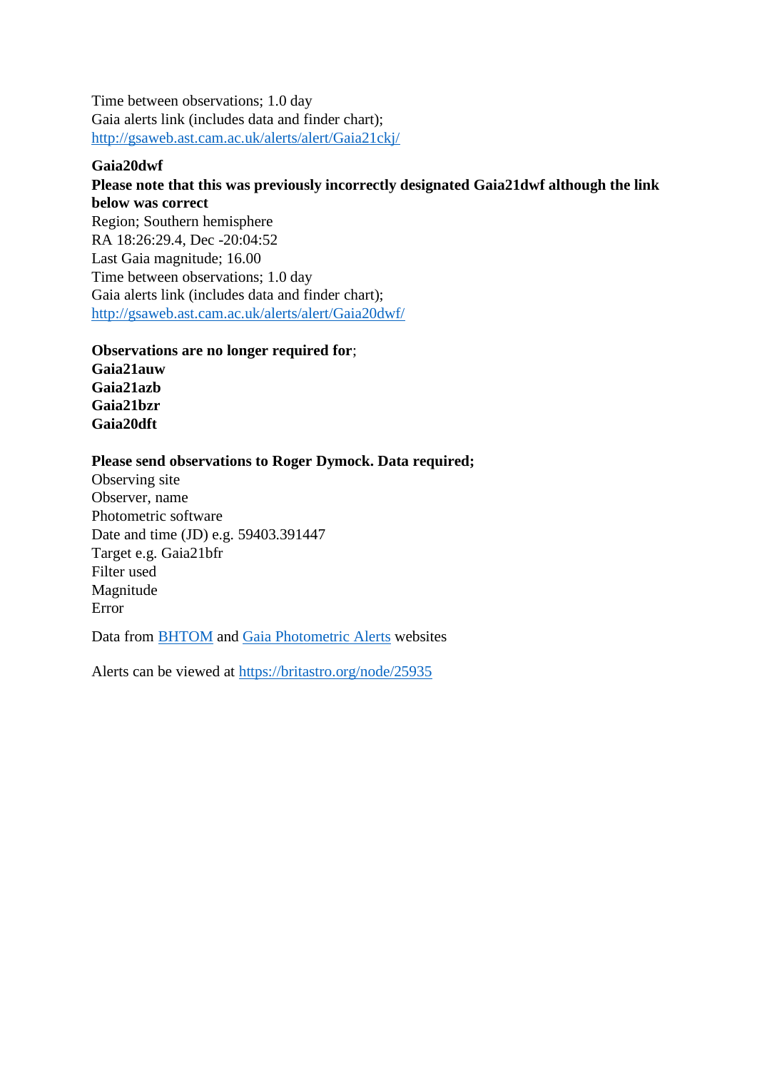Time between observations; 1.0 day
Gaia alerts link (includes data and finder chart);
[http://gsaweb.ast.cam.ac.uk/alerts/alert/Gaia21ckj/](http://gsaweb.ast.cam.ac.uk/alerts/alert/Gaia21ckj/)

**Gaia20dwf**
**Please note that this was previously incorrectly designated Gaia21dwf although the link below was correct**
Region; Southern hemisphere
RA 18:26:29.4, Dec -20:04:52
Last Gaia magnitude; 16.00
Time between observations; 1.0 day
Gaia alerts link (includes data and finder chart);
[http://gsaweb.ast.cam.ac.uk/alerts/alert/Gaia20dwf/](http://gsaweb.ast.cam.ac.uk/alerts/alert/Gaia20dwf/)

**Observations are no longer required for**;
**Gaia21auw**
**Gaia21azb**
**Gaia21bzr**
**Gaia20dft**

**Please send observations to Roger Dymock. Data required;**
Observing site
Observer, name
Photometric software
Date and time (JD) e.g. 59403.391447
Target e.g. Gaia21bfr
Filter used
Magnitude
Error

Data from BHTOM and Gaia Photometric Alerts websites

Alerts can be viewed at [https://britastro.org/node/25935](https://britastro.org/node/25935)